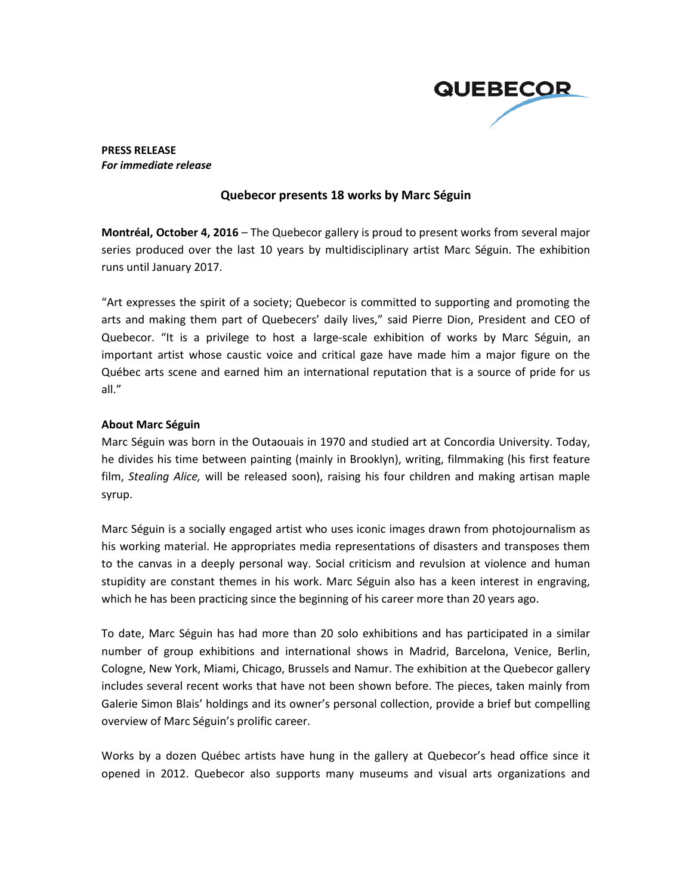QUEBECOR

**PRESS RELEASE**
***For immediate release***

# Quebecor presents 18 works by Marc Séguin

**Montréal, October 4, 2016** – The Quebecor gallery is proud to present works from several major series produced over the last 10 years by multidisciplinary artist Marc Séguin. The exhibition runs until January 2017.

“Art expresses the spirit of a society; Quebecor is committed to supporting and promoting the arts and making them part of Quebecers’ daily lives,” said Pierre Dion, President and CEO of Quebecor. “It is a privilege to host a large-scale exhibition of works by Marc Séguin, an important artist whose caustic voice and critical gaze have made him a major figure on the Québec arts scene and earned him an international reputation that is a source of pride for us all.”

## About Marc Séguin

Marc Séguin was born in the Outaouais in 1970 and studied art at Concordia University. Today, he divides his time between painting (mainly in Brooklyn), writing, filmmaking (his first feature film, *Stealing Alice,* will be released soon), raising his four children and making artisan maple syrup.

Marc Séguin is a socially engaged artist who uses iconic images drawn from photojournalism as his working material. He appropriates media representations of disasters and transposes them to the canvas in a deeply personal way. Social criticism and revulsion at violence and human stupidity are constant themes in his work. Marc Séguin also has a keen interest in engraving, which he has been practicing since the beginning of his career more than 20 years ago.

To date, Marc Séguin has had more than 20 solo exhibitions and has participated in a similar number of group exhibitions and international shows in Madrid, Barcelona, Venice, Berlin, Cologne, New York, Miami, Chicago, Brussels and Namur. The exhibition at the Quebecor gallery includes several recent works that have not been shown before. The pieces, taken mainly from Galerie Simon Blais’ holdings and its owner’s personal collection, provide a brief but compelling overview of Marc Séguin’s prolific career.

Works by a dozen Québec artists have hung in the gallery at Quebecor’s head office since it opened in 2012. Quebecor also supports many museums and visual arts organizations and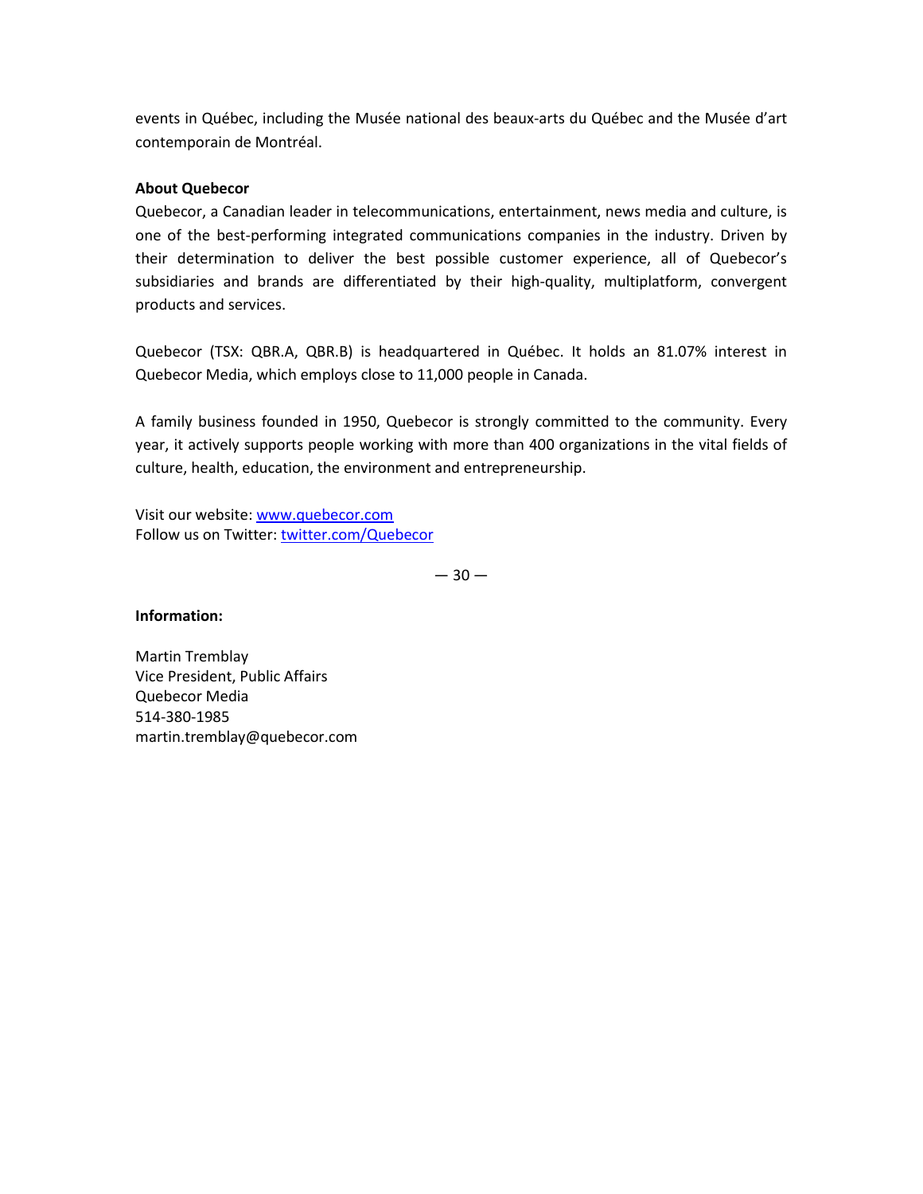events in Québec, including the Musée national des beaux-arts du Québec and the Musée d'art contemporain de Montréal.

**About Quebecor**

Quebecor, a Canadian leader in telecommunications, entertainment, news media and culture, is one of the best-performing integrated communications companies in the industry. Driven by their determination to deliver the best possible customer experience, all of Quebecor's subsidiaries and brands are differentiated by their high-quality, multiplatform, convergent products and services.

Quebecor (TSX: QBR.A, QBR.B) is headquartered in Québec. It holds an 81.07% interest in Quebecor Media, which employs close to 11,000 people in Canada.

A family business founded in 1950, Quebecor is strongly committed to the community. Every year, it actively supports people working with more than 400 organizations in the vital fields of culture, health, education, the environment and entrepreneurship.

Visit our website: [www.quebecor.com](http://www.quebecor.com)
Follow us on Twitter: [twitter.com/Quebecor](https://twitter.com/Quebecor)

— 30 —

**Information:**

Martin Tremblay
Vice President, Public Affairs
Quebecor Media
514-380-1985
martin.tremblay@quebecor.com